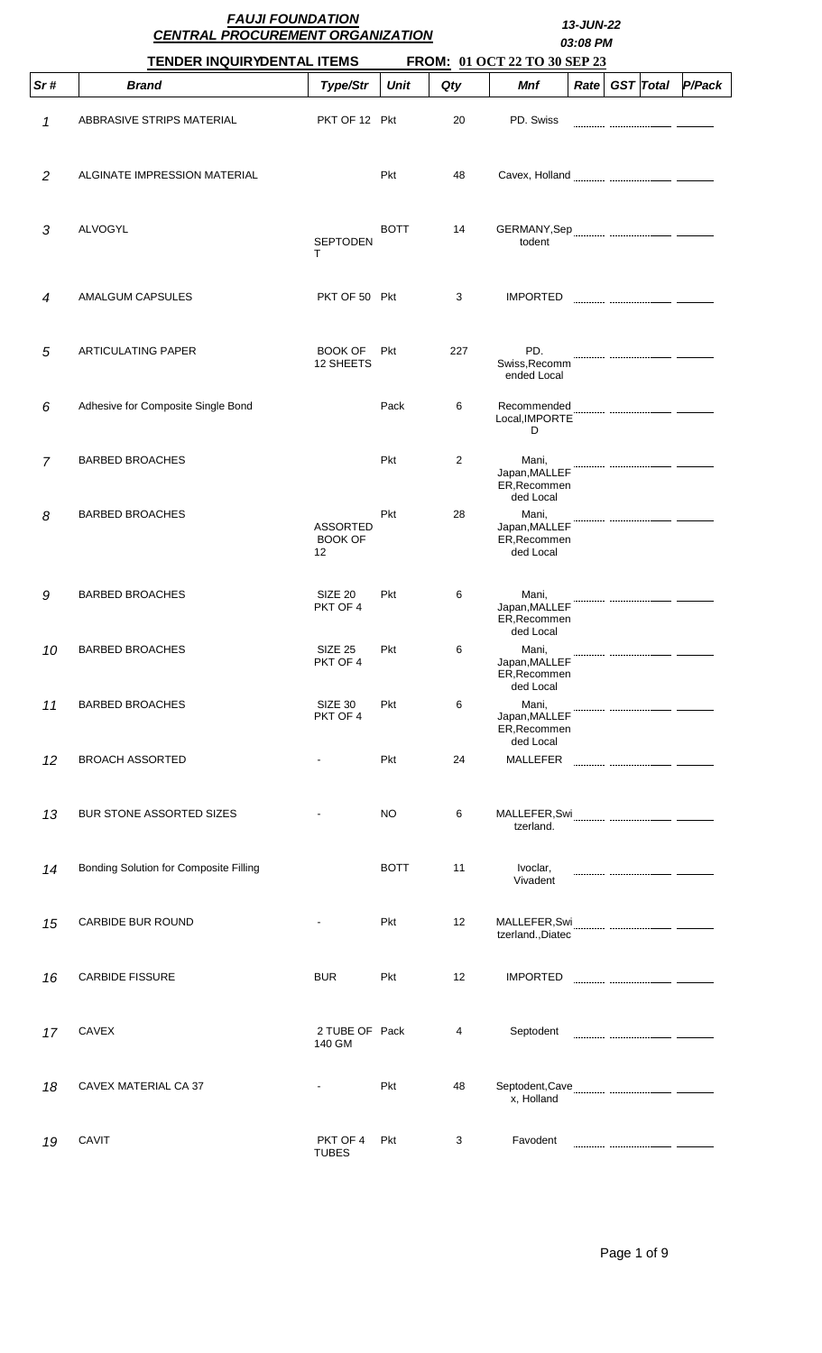# FAUJI FOUNDATION
## CENTRAL PROCUREMENT ORGANIZATION

13-JUN-22
03:08 PM

**TENDER INQUIRYDENTAL ITEMS** **FROM: 01 OCT 22 TO 30 SEP 23**

| Sr # | Brand | Type/Str | Unit | Qty | Mnf | Rate | GST | Total | P/Pack |
|---|---|---|---|---|---|---|---|---|---|
| 1 | ABRASIVE STRIPS MATERIAL | PKT OF 12 | Pkt | 20 | PD. Swiss | | | | |
| 2 | ALGINATE IMPRESSION MATERIAL | | Pkt | 48 | Cavex, Holland | | | | |
| 3 | ALVOGYL | SEPTODENT | BOTT | 14 | GERMANY,Septodent | | | | |
| 4 | AMALGUM CAPSULES | PKT OF 50 | Pkt | 3 | IMPORTED | | | | |
| 5 | ARTICULATING PAPER | BOOK OF 12 SHEETS | Pkt | 227 | PD. Swiss,Recommended Local | | | | |
| 6 | Adhesive for Composite Single Bond | | Pack | 6 | Recommended Local,IMPORTED | | | | |
| 7 | BARBED BROACHES | | Pkt | 2 | Mani, Japan,MALLEFER,Recommended Local | | | | |
| 8 | BARBED BROACHES | ASSORTED BOOK OF 12 | Pkt | 28 | Mani, Japan,MALLEFER,Recommended Local | | | | |
| 9 | BARBED BROACHES | SIZE 20 PKT OF 4 | Pkt | 6 | Mani, Japan,MALLEFER,Recommended Local | | | | |
| 10 | BARBED BROACHES | SIZE 25 PKT OF 4 | Pkt | 6 | Mani, Japan,MALLEFER,Recommended Local | | | | |
| 11 | BARBED BROACHES | SIZE 30 PKT OF 4 | Pkt | 6 | Mani, Japan,MALLEFER,Recommended Local | | | | |
| 12 | BROACH ASSORTED | - | Pkt | 24 | MALLEFER | | | | |
| 13 | BUR STONE ASSORTED SIZES | - | NO | 6 | MALLEFER,Swizerland. | | | | |
| 14 | Bonding Solution for Composite Filling | | BOTT | 11 | Ivoclar, Vivadent | | | | |
| 15 | CARBIDE BUR ROUND | - | Pkt | 12 | MALLEFER,Swizerland.,Diatec | | | | |
| 16 | CARBIDE FISSURE | BUR | Pkt | 12 | IMPORTED | | | | |
| 17 | CAVEX | 2 TUBE OF 140 GM | Pack | 4 | Septodent | | | | |
| 18 | CAVEX MATERIAL CA 37 | - | Pkt | 48 | Septodent,Cavex, Holland | | | | |
| 19 | CAVIT | PKT OF 4 TUBES | Pkt | 3 | Favodent | | | | |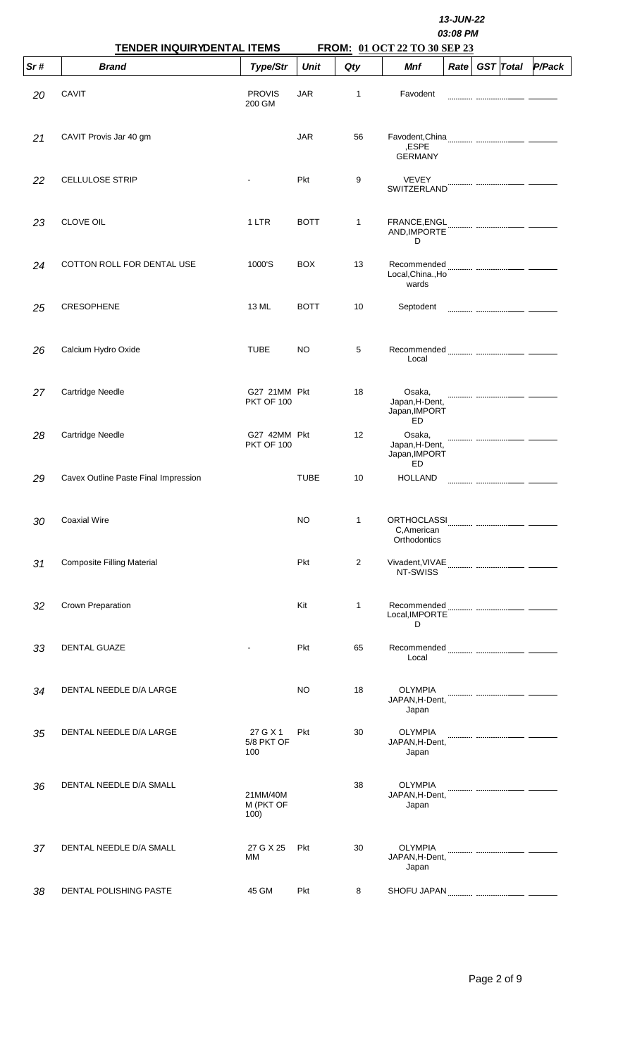13-JUN-22

03:08 PM

**TENDER INQUIRYDENTAL ITEMS** **FROM: 01 OCT 22 TO 30 SEP 23**

| Sr # | Brand | Type/Str | Unit | Qty | Mnf | Rate | GST | Total | P/Pack |
|---|---|---|---|---|---|---|---|---|---|
| 20 | CAVIT | PROVIS 200 GM | JAR | 1 | Favodent | | | | |
| 21 | CAVIT Provis Jar 40 gm | | JAR | 56 | Favodent,China ,ESPE GERMANY | | | | |
| 22 | CELLULOSE STRIP | - | Pkt | 9 | VEVEY SWITZERLAND | | | | |
| 23 | CLOVE OIL | 1 LTR | BOTT | 1 | FRANCE,ENGL AND,IMPORTE D | | | | |
| 24 | COTTON ROLL FOR DENTAL USE | 1000'S | BOX | 13 | Recommended Local,China.,Ho wards | | | | |
| 25 | CRESOPHENE | 13 ML | BOTT | 10 | Septodent | | | | |
| 26 | Calcium Hydro Oxide | TUBE | NO | 5 | Recommended Local | | | | |
| 27 | Cartridge Needle | G27 21MM PKT OF 100 | Pkt | 18 | Osaka, Japan,H-Dent, Japan,IMPORT ED | | | | |
| 28 | Cartridge Needle | G27 42MM PKT OF 100 | Pkt | 12 | Osaka, Japan,H-Dent, Japan,IMPORT ED | | | | |
| 29 | Cavex Outline Paste Final Impression | | TUBE | 10 | HOLLAND | | | | |
| 30 | Coaxial Wire | | NO | 1 | ORTHOCLASSI C,American Orthodontics | | | | |
| 31 | Composite Filling Material | | Pkt | 2 | Vivadent,VIVAE NT-SWISS | | | | |
| 32 | Crown Preparation | | Kit | 1 | Recommended Local,IMPORTE D | | | | |
| 33 | DENTAL GUAZE | - | Pkt | 65 | Recommended Local | | | | |
| 34 | DENTAL NEEDLE D/A LARGE | | NO | 18 | OLYMPIA JAPAN,H-Dent, Japan | | | | |
| 35 | DENTAL NEEDLE D/A LARGE | 27 G X 1 5/8 PKT OF 100 | Pkt | 30 | OLYMPIA JAPAN,H-Dent, Japan | | | | |
| 36 | DENTAL NEEDLE D/A SMALL | 21MM/40M M (PKT OF 100) | | 38 | OLYMPIA JAPAN,H-Dent, Japan | | | | |
| 37 | DENTAL NEEDLE D/A SMALL | 27 G X 25 MM | Pkt | 30 | OLYMPIA JAPAN,H-Dent, Japan | | | | |
| 38 | DENTAL POLISHING PASTE | 45 GM | Pkt | 8 | SHOFU JAPAN | | | | |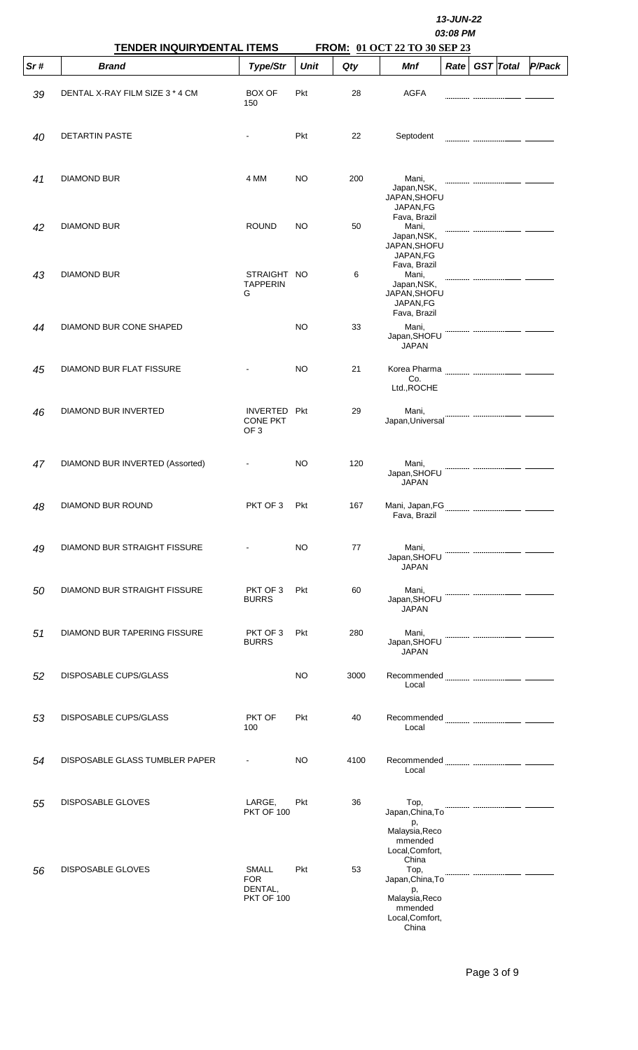13-JUN-22

03:08 PM

**TENDER INQUIRYDENTAL ITEMS** **FROM: 01 OCT 22 TO 30 SEP 23**

| Sr # | Brand | Type/Str | Unit | Qty | Mnf | Rate | GST | Total | P/Pack |
|---|---|---|---|---|---|---|---|---|---|
| 39 | DENTAL X-RAY FILM SIZE 3 * 4 CM | BOX OF 150 | Pkt | 28 | AGFA | | | | |
| 40 | DETARTIN PASTE | - | Pkt | 22 | Septodent | | | | |
| 41 | DIAMOND BUR | 4 MM | NO | 200 | Mani, Japan,NSK, JAPAN,SHOFU JAPAN,FG Fava, Brazil | | | | |
| 42 | DIAMOND BUR | ROUND | NO | 50 | Mani, Japan,NSK, JAPAN,SHOFU JAPAN,FG Fava, Brazil | | | | |
| 43 | DIAMOND BUR | STRAIGHT TAPPERING | NO | 6 | Mani, Japan,NSK, JAPAN,SHOFU JAPAN,FG Fava, Brazil | | | | |
| 44 | DIAMOND BUR CONE SHAPED | | NO | 33 | Mani, Japan,SHOFU JAPAN | | | | |
| 45 | DIAMOND BUR FLAT FISSURE | - | NO | 21 | Korea Pharma Co. Ltd.,ROCHE | | | | |
| 46 | DIAMOND BUR INVERTED | INVERTED CONE PKT OF 3 | Pkt | 29 | Mani, Japan,Universal | | | | |
| 47 | DIAMOND BUR INVERTED (Assorted) | - | NO | 120 | Mani, Japan,SHOFU JAPAN | | | | |
| 48 | DIAMOND BUR ROUND | PKT OF 3 | Pkt | 167 | Mani, Japan,FG Fava, Brazil | | | | |
| 49 | DIAMOND BUR STRAIGHT FISSURE | - | NO | 77 | Mani, Japan,SHOFU JAPAN | | | | |
| 50 | DIAMOND BUR STRAIGHT FISSURE | PKT OF 3 BURRS | Pkt | 60 | Mani, Japan,SHOFU JAPAN | | | | |
| 51 | DIAMOND BUR TAPERING FISSURE | PKT OF 3 BURRS | Pkt | 280 | Mani, Japan,SHOFU JAPAN | | | | |
| 52 | DISPOSABLE CUPS/GLASS | | NO | 3000 | Recommended Local | | | | |
| 53 | DISPOSABLE CUPS/GLASS | PKT OF 100 | Pkt | 40 | Recommended Local | | | | |
| 54 | DISPOSABLE GLASS TUMBLER PAPER | - | NO | 4100 | Recommended Local | | | | |
| 55 | DISPOSABLE GLOVES | LARGE, PKT OF 100 | Pkt | 36 | Top, Japan,China,Top, Malaysia,Recommended Local,Comfort, China | | | | |
| 56 | DISPOSABLE GLOVES | SMALL FOR DENTAL, PKT OF 100 | Pkt | 53 | Top, Japan,China,Top, Malaysia,Recommended Local,Comfort, China | | | | |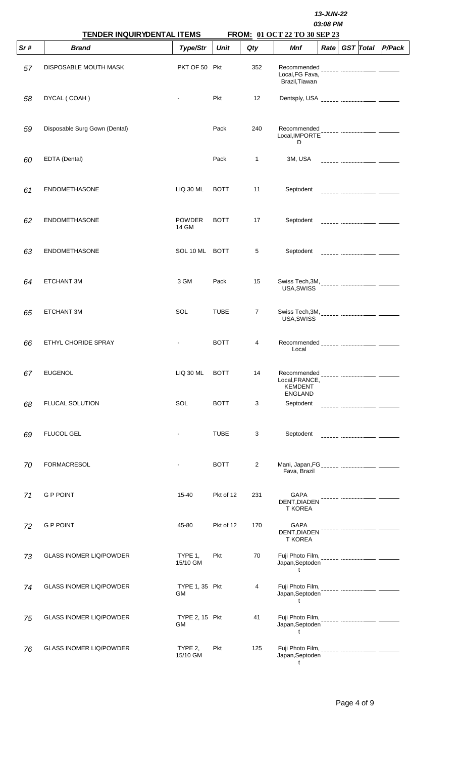13-JUN-22
03:08 PM

**TENDER INQUIRYDENTAL ITEMS** **FROM: 01 OCT 22 TO 30 SEP 23**

| Sr # | Brand | Type/Str | Unit | Qty | Mnf | Rate | GST | Total | P/Pack |
|---|---|---|---|---|---|---|---|---|---|
| 57 | DISPOSABLE MOUTH MASK | PKT OF 50 | Pkt | 352 | Recommended Local,FG Fava, Brazil,Tiawan | | | | |
| 58 | DYCAL ( COAH ) | - | Pkt | 12 | Dentsply, USA | | | | |
| 59 | Disposable Surg Gown (Dental) | | Pack | 240 | Recommended Local,IMPORTED | | | | |
| 60 | EDTA (Dental) | | Pack | 1 | 3M, USA | | | | |
| 61 | ENDOMETHASONE | LIQ 30 ML | BOTT | 11 | Septodent | | | | |
| 62 | ENDOMETHASONE | POWDER 14 GM | BOTT | 17 | Septodent | | | | |
| 63 | ENDOMETHASONE | SOL 10 ML | BOTT | 5 | Septodent | | | | |
| 64 | ETCHANT 3M | 3 GM | Pack | 15 | Swiss Tech,3M, USA,SWISS | | | | |
| 65 | ETCHANT 3M | SOL | TUBE | 7 | Swiss Tech,3M, USA,SWISS | | | | |
| 66 | ETHYL CHORIDE SPRAY | - | BOTT | 4 | Recommended Local | | | | |
| 67 | EUGENOL | LIQ 30 ML | BOTT | 14 | Recommended Local,FRANCE, KEMDENT ENGLAND | | | | |
| 68 | FLUCAL SOLUTION | SOL | BOTT | 3 | Septodent | | | | |
| 69 | FLUCOL GEL | - | TUBE | 3 | Septodent | | | | |
| 70 | FORMACRESOL | - | BOTT | 2 | Mani, Japan,FG Fava, Brazil | | | | |
| 71 | G P POINT | 15-40 | Pkt of 12 | 231 | GAPA DENT,DIADENT KOREA | | | | |
| 72 | G P POINT | 45-80 | Pkt of 12 | 170 | GAPA DENT,DIADENT KOREA | | | | |
| 73 | GLASS INOMER LIQ/POWDER | TYPE 1, 15/10 GM | Pkt | 70 | Fuji Photo Film, Japan,Septodent | | | | |
| 74 | GLASS INOMER LIQ/POWDER | TYPE 1, 35 GM | Pkt | 4 | Fuji Photo Film, Japan,Septodent | | | | |
| 75 | GLASS INOMER LIQ/POWDER | TYPE 2, 15 GM | Pkt | 41 | Fuji Photo Film, Japan,Septodent | | | | |
| 76 | GLASS INOMER LIQ/POWDER | TYPE 2, 15/10 GM | Pkt | 125 | Fuji Photo Film, Japan,Septodent | | | | |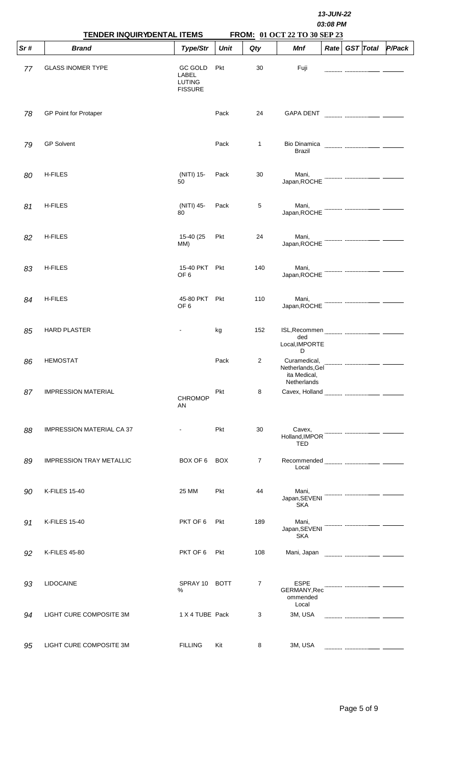13-JUN-22
03:08 PM

**TENDER INQUIRYDENTAL ITEMS** **FROM: 01 OCT 22 TO 30 SEP 23**

| Sr # | Brand | Type/Str | Unit | Qty | Mnf | Rate | GST | Total | P/Pack |
|---|---|---|---|---|---|---|---|---|---|
| 77 | GLASS INOMER TYPE | GC GOLD LABEL LUTING FISSURE | Pkt | 30 | Fuji | | | | |
| 78 | GP Point for Protaper | | Pack | 24 | GAPA DENT | | | | |
| 79 | GP Solvent | | Pack | 1 | Bio Dinamica Brazil | | | | |
| 80 | H-FILES | (NITI) 15-50 | Pack | 30 | Mani, Japan,ROCHE | | | | |
| 81 | H-FILES | (NITI) 45-80 | Pack | 5 | Mani, Japan,ROCHE | | | | |
| 82 | H-FILES | 15-40 (25 MM) | Pkt | 24 | Mani, Japan,ROCHE | | | | |
| 83 | H-FILES | 15-40 PKT OF 6 | Pkt | 140 | Mani, Japan,ROCHE | | | | |
| 84 | H-FILES | 45-80 PKT OF 6 | Pkt | 110 | Mani, Japan,ROCHE | | | | |
| 85 | HARD PLASTER | - | kg | 152 | ISL,Recommended Local,IMPORTED | | | | |
| 86 | HEMOSTAT | | Pack | 2 | Curamedical, Netherlands,Gelita Medical, Netherlands | | | | |
| 87 | IMPRESSION MATERIAL | CHROMOPAN | Pkt | 8 | Cavex, Holland | | | | |
| 88 | IMPRESSION MATERIAL CA 37 | - | Pkt | 30 | Cavex, Holland,IMPORTED | | | | |
| 89 | IMPRESSION TRAY METALLIC | BOX OF 6 | BOX | 7 | Recommended Local | | | | |
| 90 | K-FILES 15-40 | 25 MM | Pkt | 44 | Mani, Japan,SEVENISKA | | | | |
| 91 | K-FILES 15-40 | PKT OF 6 | Pkt | 189 | Mani, Japan,SEVENISKA | | | | |
| 92 | K-FILES 45-80 | PKT OF 6 | Pkt | 108 | Mani, Japan | | | | |
| 93 | LIDOCAINE | SPRAY 10 % | BOTT | 7 | ESPE GERMANY,Recommended Local | | | | |
| 94 | LIGHT CURE COMPOSITE 3M | 1 X 4 TUBE | Pack | 3 | 3M, USA | | | | |
| 95 | LIGHT CURE COMPOSITE 3M | FILLING | Kit | 8 | 3M, USA | | | | |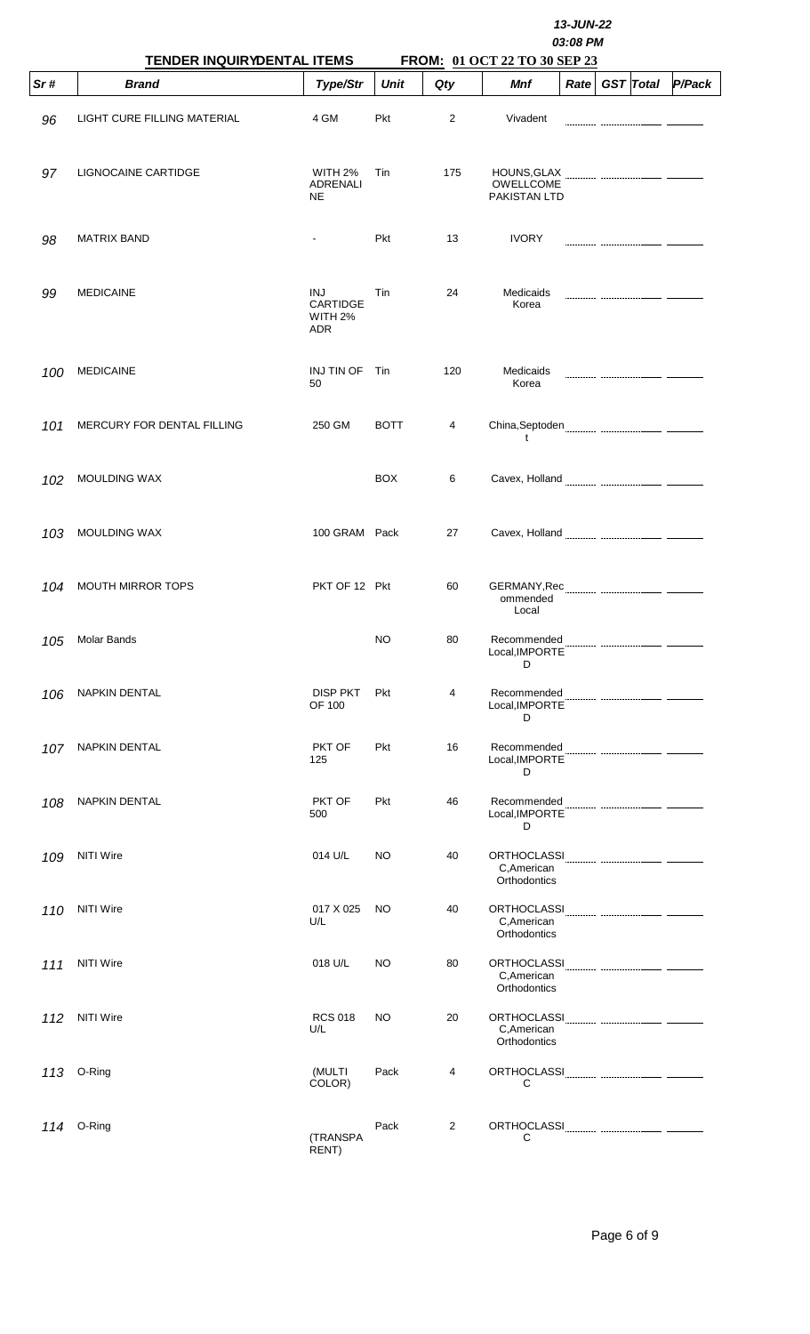13-JUN-22

03:08 PM

**TENDER INQUIRYDENTAL ITEMS** **FROM: 01 OCT 22 TO 30 SEP 23**

| Sr # | Brand | Type/Str | Unit | Qty | Mnf | Rate | GST | Total | P/Pack |
|---|---|---|---|---|---|---|---|---|---|
| 96 | LIGHT CURE FILLING MATERIAL | 4 GM | Pkt | 2 | Vivadent | | | | |
| 97 | LIGNOCAINE CARTIDGE | WITH 2% ADRENALINE | Tin | 175 | HOUNS,GLAXOWELLCOME PAKISTAN LTD | | | | |
| 98 | MATRIX BAND | - | Pkt | 13 | IVORY | | | | |
| 99 | MEDICAINE | INJ CARTIDGE WITH 2% ADR | Tin | 24 | Medicaids Korea | | | | |
| 100 | MEDICAINE | INJ TIN OF 50 | Tin | 120 | Medicaids Korea | | | | |
| 101 | MERCURY FOR DENTAL FILLING | 250 GM | BOTT | 4 | China,Septodent | | | | |
| 102 | MOULDING WAX | | BOX | 6 | Cavex, Holland | | | | |
| 103 | MOULDING WAX | 100 GRAM | Pack | 27 | Cavex, Holland | | | | |
| 104 | MOUTH MIRROR TOPS | PKT OF 12 | Pkt | 60 | GERMANY,Recommended Local | | | | |
| 105 | Molar Bands | | NO | 80 | Recommended Local,IMPORTED | | | | |
| 106 | NAPKIN DENTAL | DISP PKT OF 100 | Pkt | 4 | Recommended Local,IMPORTED | | | | |
| 107 | NAPKIN DENTAL | PKT OF 125 | Pkt | 16 | Recommended Local,IMPORTED | | | | |
| 108 | NAPKIN DENTAL | PKT OF 500 | Pkt | 46 | Recommended Local,IMPORTED | | | | |
| 109 | NITI Wire | 014 U/L | NO | 40 | ORTHOCLASSIC,American Orthodontics | | | | |
| 110 | NITI Wire | 017 X 025 U/L | NO | 40 | ORTHOCLASSIC,American Orthodontics | | | | |
| 111 | NITI Wire | 018 U/L | NO | 80 | ORTHOCLASSIC,American Orthodontics | | | | |
| 112 | NITI Wire | RCS 018 U/L | NO | 20 | ORTHOCLASSIC,American Orthodontics | | | | |
| 113 | O-Ring | (MULTI COLOR) | Pack | 4 | ORTHOCLASSIC | | | | |
| 114 | O-Ring | (TRANSPARENT) | Pack | 2 | ORTHOCLASSIC | | | | |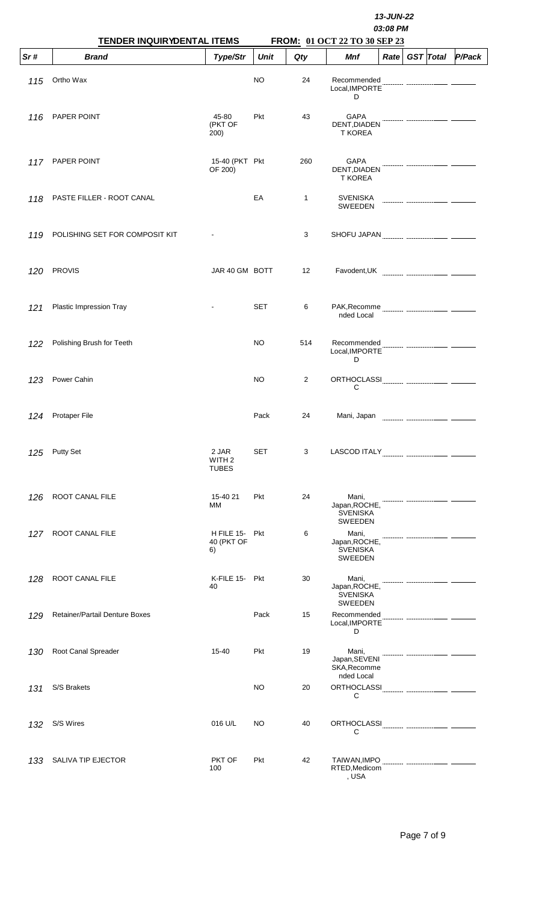13-JUN-22
03:08 PM

**TENDER INQUIRYDENTAL ITEMS** **FROM: 01 OCT 22 TO 30 SEP 23**

| Sr # | Brand | Type/Str | Unit | Qty | Mnf | Rate | GST | Total | P/Pack |
|---|---|---|---|---|---|---|---|---|---|
| 115 | Ortho Wax | | NO | 24 | Recommended Local,IMPORTED | | | | |
| 116 | PAPER POINT | 45-80 (PKT OF 200) | Pkt | 43 | GAPA DENT,DIADENT KOREA | | | | |
| 117 | PAPER POINT | 15-40 (PKT OF 200) | Pkt | 260 | GAPA DENT,DIADENT KOREA | | | | |
| 118 | PASTE FILLER - ROOT CANAL | | EA | 1 | SVENISKA SWEEDEN | | | | |
| 119 | POLISHING SET FOR COMPOSIT KIT | - | | 3 | SHOFU JAPAN | | | | |
| 120 | PROVIS | JAR 40 GM | BOTT | 12 | Favodent,UK | | | | |
| 121 | Plastic Impression Tray | - | SET | 6 | PAK,Recommended Local | | | | |
| 122 | Polishing Brush for Teeth | | NO | 514 | Recommended Local,IMPORTED | | | | |
| 123 | Power Cahin | | NO | 2 | ORTHOCLASSIC | | | | |
| 124 | Protaper File | | Pack | 24 | Mani, Japan | | | | |
| 125 | Putty Set | 2 JAR WITH 2 TUBES | SET | 3 | LASCOD ITALY | | | | |
| 126 | ROOT CANAL FILE | 15-40 21 MM | Pkt | 24 | Mani, Japan,ROCHE, SVENISKA SWEEDEN | | | | |
| 127 | ROOT CANAL FILE | H FILE 15-40 (PKT OF 6) | Pkt | 6 | Mani, Japan,ROCHE, SVENISKA SWEEDEN | | | | |
| 128 | ROOT CANAL FILE | K-FILE 15-40 | Pkt | 30 | Mani, Japan,ROCHE, SVENISKA SWEEDEN | | | | |
| 129 | Retainer/Partail Denture Boxes | | Pack | 15 | Recommended Local,IMPORTED | | | | |
| 130 | Root Canal Spreader | 15-40 | Pkt | 19 | Mani, Japan,SEVENISKA,Recommended Local | | | | |
| 131 | S/S Brakets | | NO | 20 | ORTHOCLASSIC | | | | |
| 132 | S/S Wires | 016 U/L | NO | 40 | ORTHOCLASSIC | | | | |
| 133 | SALIVA TIP EJECTOR | PKT OF 100 | Pkt | 42 | TAIWAN,IMPORTED,Medicom, USA | | | | |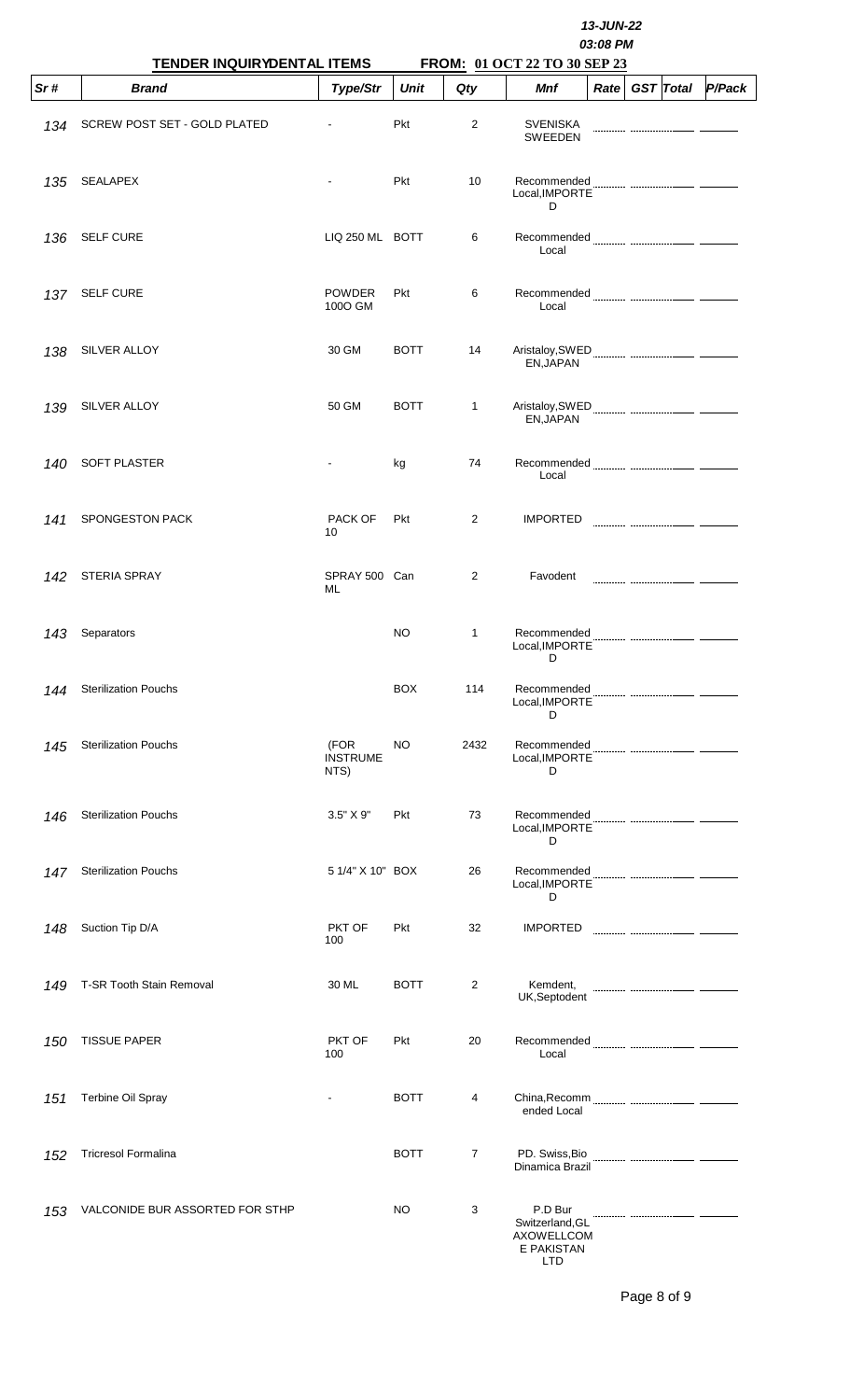13-JUN-22
03:08 PM

**TENDER INQUIRYDENTAL ITEMS** **FROM: 01 OCT 22 TO 30 SEP 23**

| Sr # | Brand | Type/Str | Unit | Qty | Mnf | Rate | GST | Total | P/Pack |
|---|---|---|---|---|---|---|---|---|---|
| 134 | SCREW POST SET - GOLD PLATED | - | Pkt | 2 | SVENISKA SWEEDEN | | | | |
| 135 | SEALAPEX | - | Pkt | 10 | Recommended Local,IMPORTED | | | | |
| 136 | SELF CURE | LIQ 250 ML | BOTT | 6 | Recommended Local | | | | |
| 137 | SELF CURE | POWDER 100O GM | Pkt | 6 | Recommended Local | | | | |
| 138 | SILVER ALLOY | 30 GM | BOTT | 14 | Aristaloy,SWEDEN,JAPAN | | | | |
| 139 | SILVER ALLOY | 50 GM | BOTT | 1 | Aristaloy,SWEDEN,JAPAN | | | | |
| 140 | SOFT PLASTER | - | kg | 74 | Recommended Local | | | | |
| 141 | SPONGESTON PACK | PACK OF 10 | Pkt | 2 | IMPORTED | | | | |
| 142 | STERIA SPRAY | SPRAY 500 ML | Can | 2 | Favodent | | | | |
| 143 | Separators | | NO | 1 | Recommended Local,IMPORTED | | | | |
| 144 | Sterilization Pouchs | | BOX | 114 | Recommended Local,IMPORTED | | | | |
| 145 | Sterilization Pouchs | (FOR INSTRUMENTS) | NO | 2432 | Recommended Local,IMPORTED | | | | |
| 146 | Sterilization Pouchs | 3.5" X 9" | Pkt | 73 | Recommended Local,IMPORTED | | | | |
| 147 | Sterilization Pouchs | 5 1/4" X 10" | BOX | 26 | Recommended Local,IMPORTED | | | | |
| 148 | Suction Tip D/A | PKT OF 100 | Pkt | 32 | IMPORTED | | | | |
| 149 | T-SR Tooth Stain Removal | 30 ML | BOTT | 2 | Kemdent, UK,Septodent | | | | |
| 150 | TISSUE PAPER | PKT OF 100 | Pkt | 20 | Recommended Local | | | | |
| 151 | Terbine Oil Spray | - | BOTT | 4 | China,Recommended Local | | | | |
| 152 | Tricresol Formalina | | BOTT | 7 | PD. Swiss,Bio Dinamica Brazil | | | | |
| 153 | VALCONIDE BUR ASSORTED FOR STHP | | NO | 3 | P.D Bur Switzerland,GLAXOWELLCOME PAKISTAN LTD | | | | |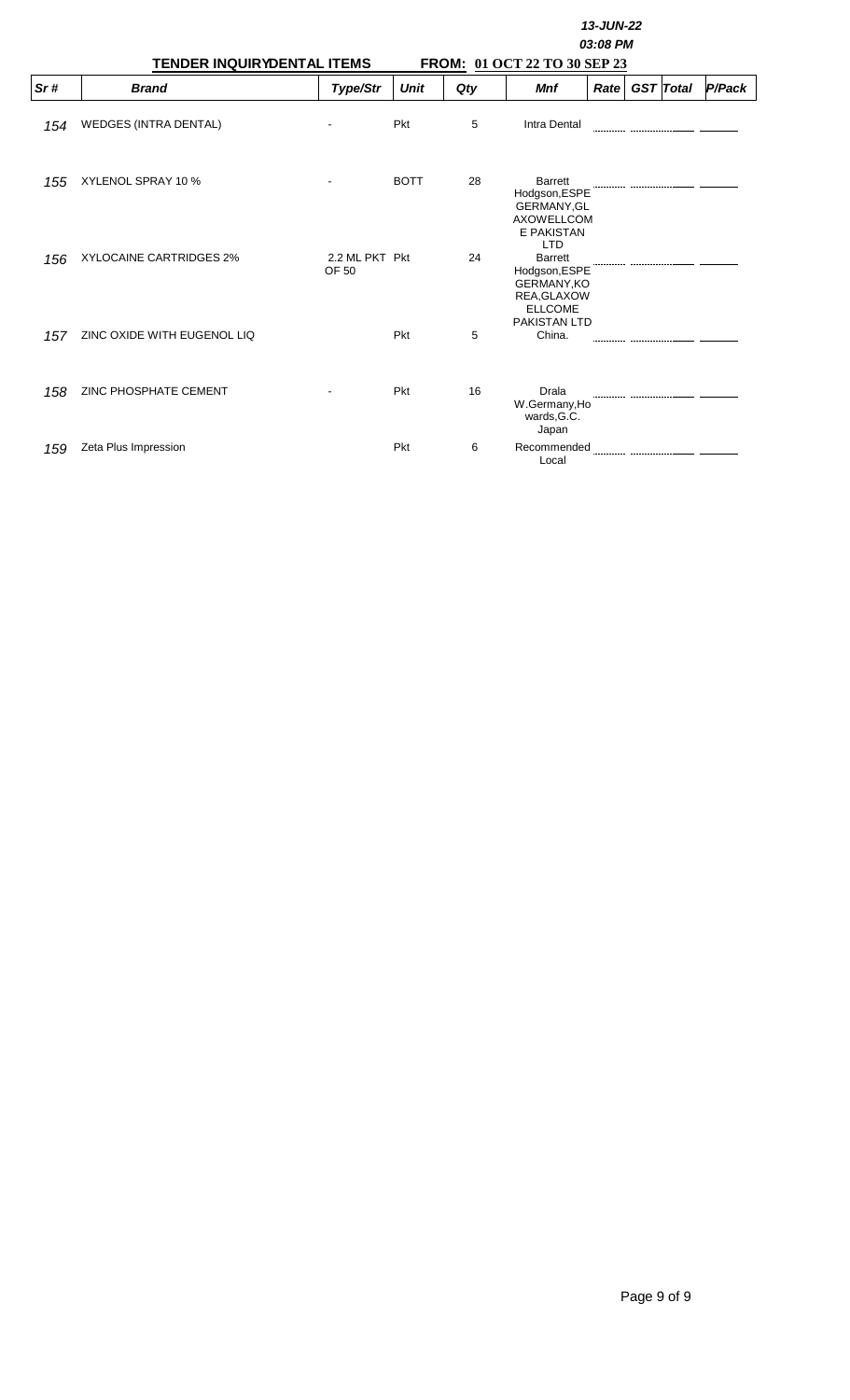13-JUN-22
03:08 PM

**TENDER INQUIRYDENTAL ITEMS** **FROM: 01 OCT 22 TO 30 SEP 23**

| Sr # | Brand | Type/Str | Unit | Qty | Mnf | Rate | GST | Total | P/Pack |
|---|---|---|---|---|---|---|---|---|---|
| 154 | WEDGES (INTRA DENTAL) | - | Pkt | 5 | Intra Dental | | | | |
| 155 | XYLENOL SPRAY 10 % | - | BOTT | 28 | Barrett Hodgson,ESPE GERMANY,GLAXOWELLCOME PAKISTAN LTD | | | | |
| 156 | XYLOCAINE CARTRIDGES 2% | 2.2 ML PKT OF 50 | Pkt | 24 | Barrett Hodgson,ESPE GERMANY,KOREA,GLAXOWELLCOME PAKISTAN LTD | | | | |
| 157 | ZINC OXIDE WITH EUGENOL LIQ | | Pkt | 5 | China. | | | | |
| 158 | ZINC PHOSPHATE CEMENT | - | Pkt | 16 | Drala W.Germany,Howards,G.C. Japan | | | | |
| 159 | Zeta Plus Impression | | Pkt | 6 | Recommended Local | | | | |